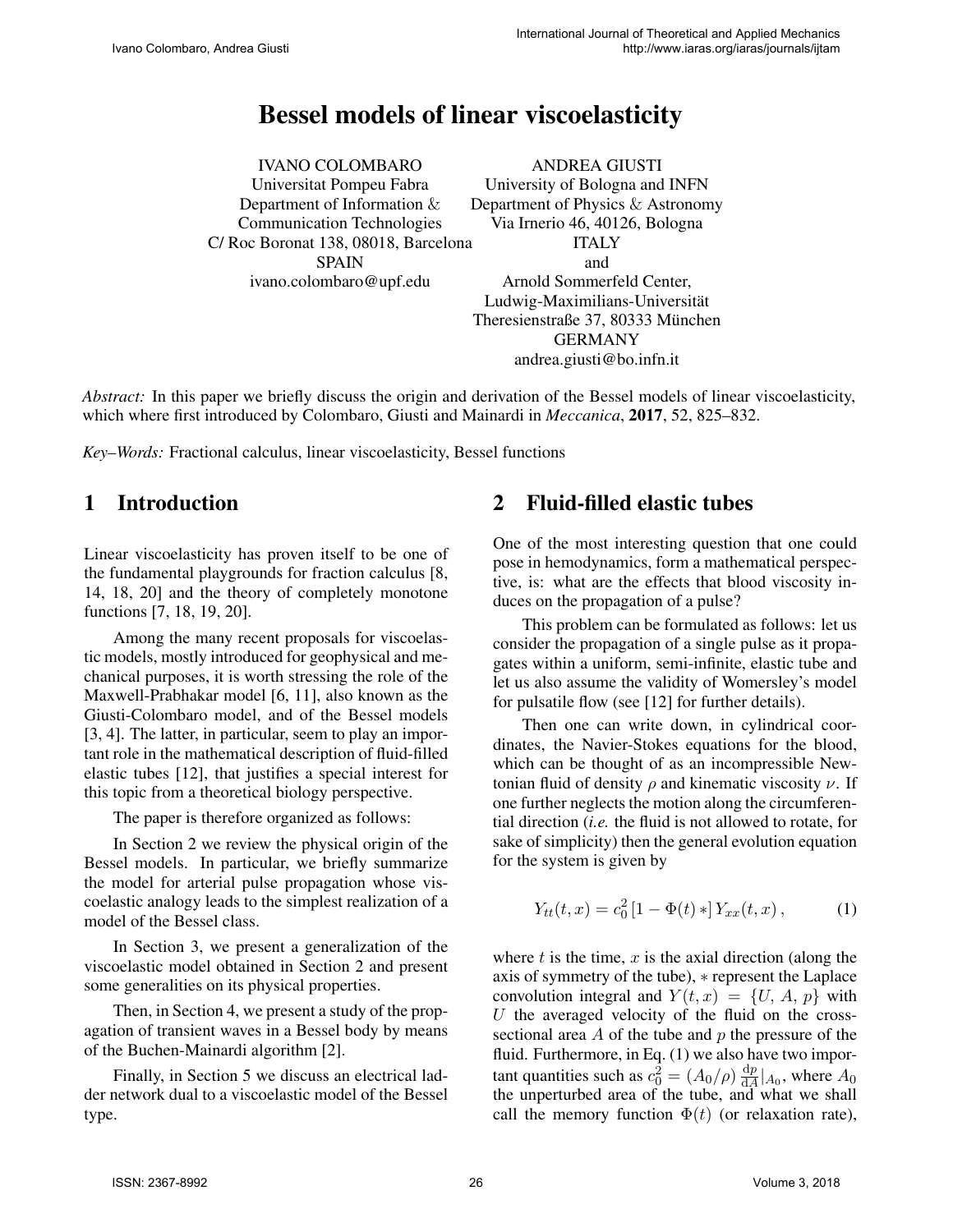# Bessel models of linear viscoelasticity

IVANO COLOMBARO
Universitat Pompeu Fabra
Department of Information & Communication Technologies
C/ Roc Boronat 138, 08018, Barcelona
SPAIN
ivano.colombaro@upf.edu

ANDREA GIUSTI
University of Bologna and INFN
Department of Physics & Astronomy
Via Irnerio 46, 40126, Bologna
ITALY
and
Arnold Sommerfeld Center,
Ludwig-Maximilians-Universität
Theresienstraße 37, 80333 München
GERMANY
andrea.giusti@bo.infn.it

*Abstract:* In this paper we briefly discuss the origin and derivation of the Bessel models of linear viscoelasticity, which where first introduced by Colombaro, Giusti and Mainardi in *Meccanica*, **2017**, 52, 825–832.

*Key–Words:* Fractional calculus, linear viscoelasticity, Bessel functions

## 1 Introduction

Linear viscoelasticity has proven itself to be one of the fundamental playgrounds for fraction calculus [8, 14, 18, 20] and the theory of completely monotone functions [7, 18, 19, 20].

Among the many recent proposals for viscoelastic models, mostly introduced for geophysical and mechanical purposes, it is worth stressing the role of the Maxwell-Prabhakar model [6, 11], also known as the Giusti-Colombaro model, and of the Bessel models [3, 4]. The latter, in particular, seem to play an important role in the mathematical description of fluid-filled elastic tubes [12], that justifies a special interest for this topic from a theoretical biology perspective.

The paper is therefore organized as follows:

In Section 2 we review the physical origin of the Bessel models. In particular, we briefly summarize the model for arterial pulse propagation whose viscoelastic analogy leads to the simplest realization of a model of the Bessel class.

In Section 3, we present a generalization of the viscoelastic model obtained in Section 2 and present some generalities on its physical properties.

Then, in Section 4, we present a study of the propagation of transient waves in a Bessel body by means of the Buchen-Mainardi algorithm [2].

Finally, in Section 5 we discuss an electrical ladder network dual to a viscoelastic model of the Bessel type.

## 2 Fluid-filled elastic tubes

One of the most interesting question that one could pose in hemodynamics, form a mathematical perspective, is: what are the effects that blood viscosity induces on the propagation of a pulse?

This problem can be formulated as follows: let us consider the propagation of a single pulse as it propagates within a uniform, semi-infinite, elastic tube and let us also assume the validity of Womersley's model for pulsatile flow (see [12] for further details).

Then one can write down, in cylindrical coordinates, the Navier-Stokes equations for the blood, which can be thought of as an incompressible Newtonian fluid of density $\rho$ and kinematic viscosity $\nu$. If one further neglects the motion along the circumferential direction (*i.e.* the fluid is not allowed to rotate, for sake of simplicity) then the general evolution equation for the system is given by

$$Y_{tt}(t,x) = c_0^2 \left[1 - \Phi(t) \, *\right] Y_{xx}(t,x) \, , \qquad (1)$$

where $t$ is the time, $x$ is the axial direction (along the axis of symmetry of the tube), $*$ represent the Laplace convolution integral and $Y(t,x) = \{U, A, p\}$ with $U$ the averaged velocity of the fluid on the cross-sectional area $A$ of the tube and $p$ the pressure of the fluid. Furthermore, in Eq. (1) we also have two important quantities such as $c_0^2 = (A_0/\rho) \, \frac{\mathrm{d}p}{\mathrm{d}A}|_{A_0}$, where $A_0$ the unperturbed area of the tube, and what we shall call the memory function $\Phi(t)$ (or relaxation rate),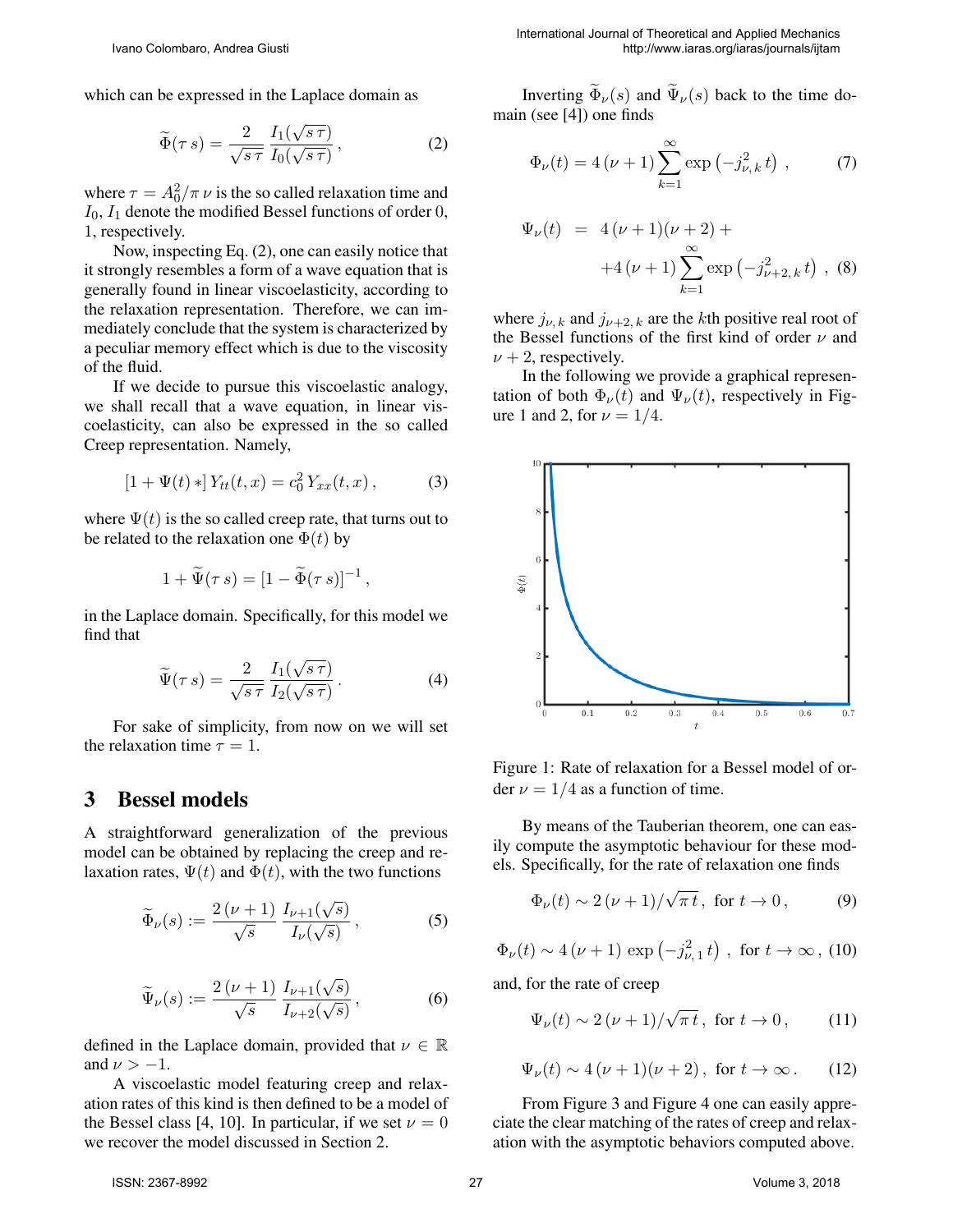which can be expressed in the Laplace domain as

$$\widetilde{\Phi}(\tau\, s) = \frac{2}{\sqrt{s\,\tau}}\, \frac{I_1(\sqrt{s\,\tau})}{I_0(\sqrt{s\,\tau})}\,, \tag{2}$$

where $\tau = A_0^2/\pi\,\nu$ is the so called relaxation time and $I_0$, $I_1$ denote the modified Bessel functions of order 0, 1, respectively.

Now, inspecting Eq. (2), one can easily notice that it strongly resembles a form of a wave equation that is generally found in linear viscoelasticity, according to the relaxation representation. Therefore, we can immediately conclude that the system is characterized by a peculiar memory effect which is due to the viscosity of the fluid.

If we decide to pursue this viscoelastic analogy, we shall recall that a wave equation, in linear viscoelasticity, can also be expressed in the so called Creep representation. Namely,

$$\left[1 + \Psi(t)\,*\right] Y_{tt}(t,x) = c_0^2\, Y_{xx}(t,x)\,, \tag{3}$$

where $\Psi(t)$ is the so called creep rate, that turns out to be related to the relaxation one $\Phi(t)$ by

$$1 + \widetilde{\Psi}(\tau\, s) = \left[1 - \widetilde{\Phi}(\tau\, s)\right]^{-1},$$

in the Laplace domain. Specifically, for this model we find that

$$\widetilde{\Psi}(\tau\, s) = \frac{2}{\sqrt{s\,\tau}}\, \frac{I_1(\sqrt{s\,\tau})}{I_2(\sqrt{s\,\tau})}\,. \tag{4}$$

For sake of simplicity, from now on we will set the relaxation time $\tau = 1$.

## 3 Bessel models

A straightforward generalization of the previous model can be obtained by replacing the creep and relaxation rates, $\Psi(t)$ and $\Phi(t)$, with the two functions

$$\widetilde{\Phi}_\nu(s) := \frac{2\,(\nu+1)}{\sqrt{s}}\, \frac{I_{\nu+1}(\sqrt{s})}{I_\nu(\sqrt{s})}\,, \tag{5}$$

$$\widetilde{\Psi}_\nu(s) := \frac{2\,(\nu+1)}{\sqrt{s}}\, \frac{I_{\nu+1}(\sqrt{s})}{I_{\nu+2}(\sqrt{s})}\,, \tag{6}$$

defined in the Laplace domain, provided that $\nu \in \mathbb{R}$ and $\nu > -1$.

A viscoelastic model featuring creep and relaxation rates of this kind is then defined to be a model of the Bessel class [4, 10]. In particular, if we set $\nu = 0$ we recover the model discussed in Section 2.

Inverting $\widetilde{\Phi}_\nu(s)$ and $\widetilde{\Psi}_\nu(s)$ back to the time domain (see [4]) one finds

$$\Phi_\nu(t) = 4\,(\nu+1) \sum_{k=1}^{\infty} \exp\left(-j_{\nu,\,k}^2\, t\right)\,, \tag{7}$$

$$\begin{aligned}\Psi_\nu(t) \;&=\; 4\,(\nu+1)(\nu+2) + \\ &+4\,(\nu+1) \sum_{k=1}^{\infty} \exp\left(-j_{\nu+2,\,k}^2\, t\right)\,, \end{aligned} \tag{8}$$

where $j_{\nu,\,k}$ and $j_{\nu+2,\,k}$ are the $k$th positive real root of the Bessel functions of the first kind of order $\nu$ and $\nu+2$, respectively.

In the following we provide a graphical representation of both $\Phi_\nu(t)$ and $\Psi_\nu(t)$, respectively in Figure 1 and 2, for $\nu = 1/4$.

Figure 1: Rate of relaxation for a Bessel model of order $\nu = 1/4$ as a function of time.

By means of the Tauberian theorem, one can easily compute the asymptotic behaviour for these models. Specifically, for the rate of relaxation one finds

$$\Phi_\nu(t) \sim 2\,(\nu+1)/\sqrt{\pi\, t}\,, \;\text{ for } t \to 0\,, \tag{9}$$

$$\Phi_\nu(t) \sim 4\,(\nu+1)\, \exp\left(-j_{\nu,\,1}^2\, t\right)\,, \;\text{ for } t \to \infty\,, \tag{10}$$

and, for the rate of creep

$$\Psi_\nu(t) \sim 2\,(\nu+1)/\sqrt{\pi\, t}\,, \;\text{ for } t \to 0\,, \tag{11}$$

$$\Psi_\nu(t) \sim 4\,(\nu+1)(\nu+2)\,, \;\text{ for } t \to \infty\,. \tag{12}$$

From Figure 3 and Figure 4 one can easily appreciate the clear matching of the rates of creep and relaxation with the asymptotic behaviors computed above.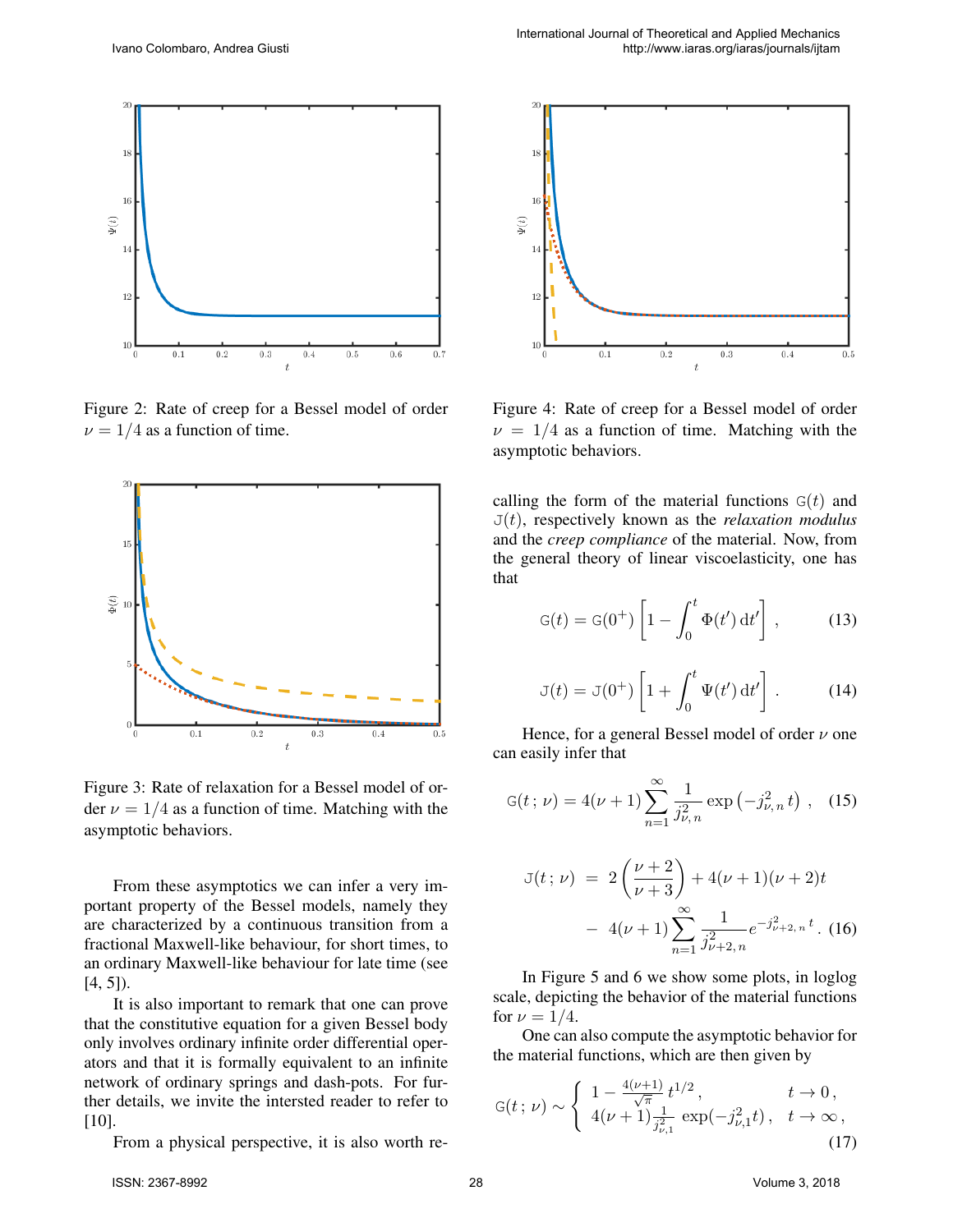Figure 2: Rate of creep for a Bessel model of order $\nu = 1/4$ as a function of time.

Figure 3: Rate of relaxation for a Bessel model of order $\nu = 1/4$ as a function of time. Matching with the asymptotic behaviors.

From these asymptotics we can infer a very important property of the Bessel models, namely they are characterized by a continuous transition from a fractional Maxwell-like behaviour, for short times, to an ordinary Maxwell-like behaviour for late time (see [4, 5]).

It is also important to remark that one can prove that the constitutive equation for a given Bessel body only involves ordinary infinite order differential operators and that it is formally equivalent to an infinite network of ordinary springs and dash-pots. For further details, we invite the intersted reader to refer to [10].

From a physical perspective, it is also worth re-

Figure 4: Rate of creep for a Bessel model of order $\nu = 1/4$ as a function of time. Matching with the asymptotic behaviors.

calling the form of the material functions $\mathtt{G}(t)$ and $\mathtt{J}(t)$, respectively known as the *relaxation modulus* and the *creep compliance* of the material. Now, from the general theory of linear viscoelasticity, one has that

$$\mathtt{G}(t) = \mathtt{G}(0^+) \left[ 1 - \int_0^t \Phi(t') \, \mathrm{d}t' \right] , \tag{13}$$

$$\mathtt{J}(t) = \mathtt{J}(0^+) \left[ 1 + \int_0^t \Psi(t') \, \mathrm{d}t' \right] . \tag{14}$$

Hence, for a general Bessel model of order $\nu$ one can easily infer that

$$\mathtt{G}(t\,;\,\nu) = 4(\nu+1) \sum_{n=1}^{\infty} \frac{1}{j_{\nu,\,n}^2} \exp\left(-j_{\nu,\,n}^2\, t\right) , \tag{15}$$

$$\begin{aligned} \mathtt{J}(t\,;\,\nu) \;&=\; 2\left(\frac{\nu+2}{\nu+3}\right) + 4(\nu+1)(\nu+2)t \\ &\quad - \; 4(\nu+1) \sum_{n=1}^{\infty} \frac{1}{j_{\nu+2,\,n}^2} e^{-j_{\nu+2,\,n}^2\, t} . \end{aligned} \tag{16}$$

In Figure 5 and 6 we show some plots, in loglog scale, depicting the behavior of the material functions for $\nu = 1/4$.

One can also compute the asymptotic behavior for the material functions, which are then given by

$$\mathtt{G}(t\,;\,\nu) \sim \begin{cases} 1 - \frac{4(\nu+1)}{\sqrt{\pi}}\, t^{1/2} , & t \to 0 , \\ 4(\nu+1) \frac{1}{j_{\nu,1}^2} \exp(-j_{\nu,1}^2 t) , & t \to \infty , \end{cases} \tag{17}$$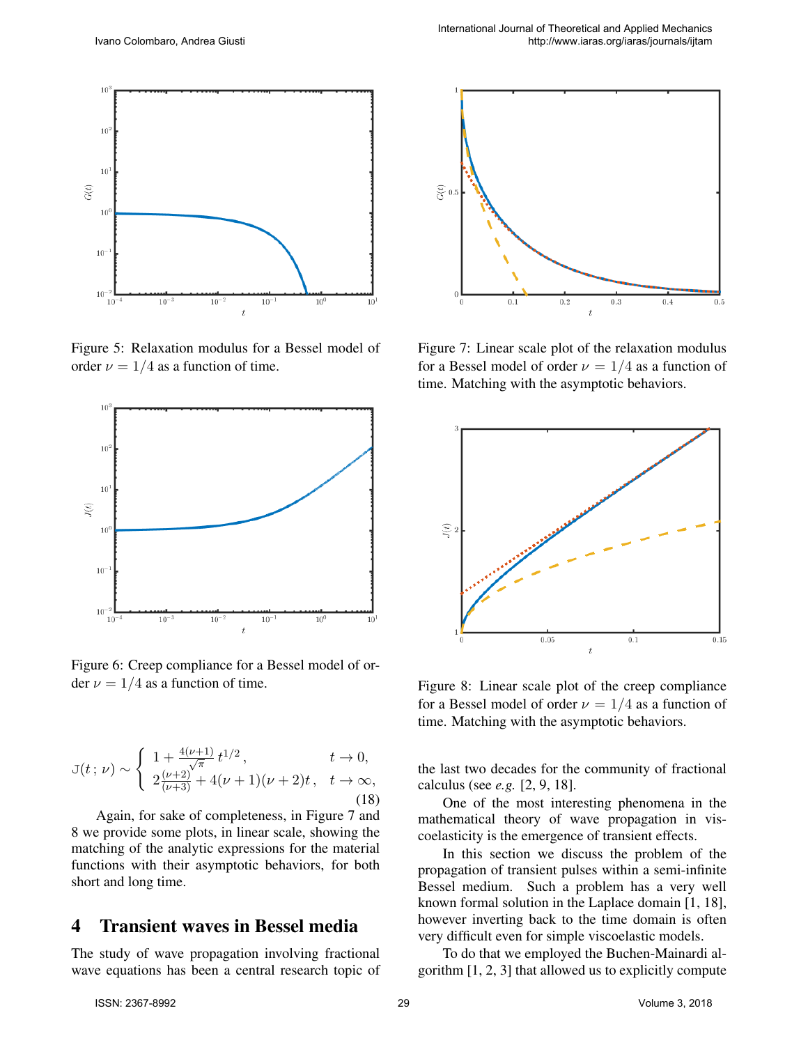Figure 5: Relaxation modulus for a Bessel model of order $\nu = 1/4$ as a function of time.

Figure 6: Creep compliance for a Bessel model of order $\nu = 1/4$ as a function of time.

$$
\mathrm{J}(t\,;\,\nu) \sim \begin{cases} 1 + \frac{4(\nu+1)}{\sqrt{\pi}}\, t^{1/2}\,, & t \to 0, \\ 2\frac{(\nu+2)}{(\nu+3)} + 4(\nu+1)(\nu+2)t\,, & t \to \infty, \end{cases} \tag{18}
$$

Again, for sake of completeness, in Figure 7 and 8 we provide some plots, in linear scale, showing the matching of the analytic expressions for the material functions with their asymptotic behaviors, for both short and long time.

## 4 Transient waves in Bessel media

The study of wave propagation involving fractional wave equations has been a central research topic of the last two decades for the community of fractional calculus (see *e.g.* [2, 9, 18].

One of the most interesting phenomena in the mathematical theory of wave propagation in viscoelasticity is the emergence of transient effects.

In this section we discuss the problem of the propagation of transient pulses within a semi-infinite Bessel medium. Such a problem has a very well known formal solution in the Laplace domain [1, 18], however inverting back to the time domain is often very difficult even for simple viscoelastic models.

To do that we employed the Buchen-Mainardi algorithm [1, 2, 3] that allowed us to explicitly compute

Figure 7: Linear scale plot of the relaxation modulus for a Bessel model of order $\nu = 1/4$ as a function of time. Matching with the asymptotic behaviors.

Figure 8: Linear scale plot of the creep compliance for a Bessel model of order $\nu = 1/4$ as a function of time. Matching with the asymptotic behaviors.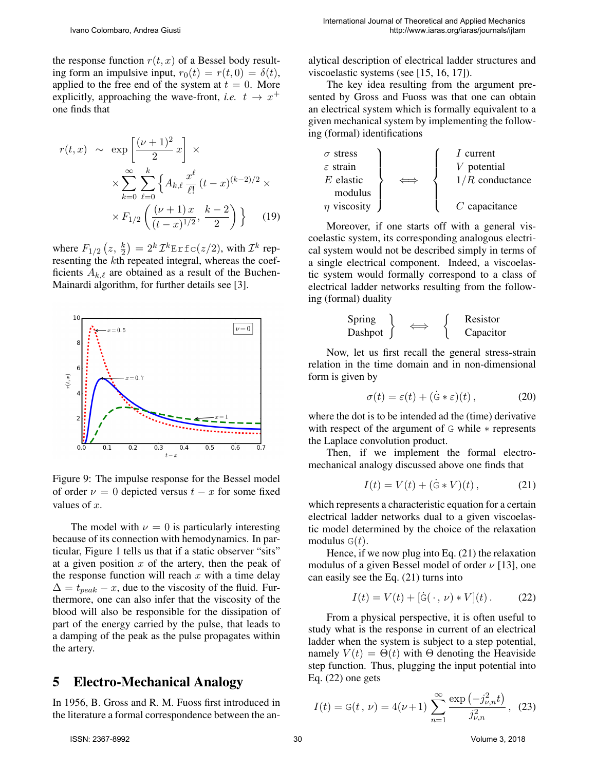the response function $r(t, x)$ of a Bessel body resulting form an impulsive input, $r_0(t) = r(t, 0) = \delta(t)$, applied to the free end of the system at $t = 0$. More explicitly, approaching the wave-front, *i.e.* $t \to x^+$ one finds that

$$r(t, x) \sim \exp\left[\frac{(\nu+1)^2}{2}x\right] \times \\ \times \sum_{k=0}^{\infty}\sum_{\ell=0}^{k}\left\{A_{k,\ell}\,\frac{x^\ell}{\ell!}\,(t-x)^{(k-2)/2} \times \right. \\ \left. \times F_{1/2}\left(\frac{(\nu+1)\,x}{(t-x)^{1/2}},\,\frac{k-2}{2}\right)\right\} \qquad (19)$$

where $F_{1/2}\left(z, \frac{k}{2}\right) = 2^k \mathcal{I}^k \mathtt{Erfc}(z/2)$, with $\mathcal{I}^k$ representing the $k$th repeated integral, whereas the coefficients $A_{k,\ell}$ are obtained as a result of the Buchen-Mainardi algorithm, for further details see [3].

Figure 9: The impulse response for the Bessel model of order $\nu = 0$ depicted versus $t - x$ for some fixed values of $x$.

The model with $\nu = 0$ is particularly interesting because of its connection with hemodynamics. In particular, Figure 1 tells us that if a static observer "sits" at a given position $x$ of the artery, then the peak of the response function will reach $x$ with a time delay $\Delta = t_{peak} - x$, due to the viscosity of the fluid. Furthermore, one can also infer that the viscosity of the blood will also be responsible for the dissipation of part of the energy carried by the pulse, that leads to a damping of the peak as the pulse propagates within the artery.

## 5 Electro-Mechanical Analogy

In 1956, B. Gross and R. M. Fuoss first introduced in the literature a formal correspondence between the analytical description of electrical ladder structures and viscoelastic systems (see [15, 16, 17]).

The key idea resulting from the argument presented by Gross and Fuoss was that one can obtain an electrical system which is formally equivalent to a given mechanical system by implementing the following (formal) identifications

$$\left.\begin{array}{l} \sigma \text{ stress} \\ \varepsilon \text{ strain} \\ E \text{ elastic modulus} \\ \eta \text{ viscosity} \end{array}\right\} \iff \left\{\begin{array}{l} I \text{ current} \\ V \text{ potential} \\ 1/R \text{ conductance} \\ C \text{ capacitance} \end{array}\right.$$

Moreover, if one starts off with a general viscoelastic system, its corresponding analogous electrical system would not be described simply in terms of a single electrical component. Indeed, a viscoelastic system would formally correspond to a class of electrical ladder networks resulting from the following (formal) duality

$$\left.\begin{array}{l} \text{Spring} \\ \text{Dashpot} \end{array}\right\} \iff \left\{\begin{array}{l} \text{Resistor} \\ \text{Capacitor} \end{array}\right.$$

Now, let us first recall the general stress-strain relation in the time domain and in non-dimensional form is given by

$$\sigma(t) = \varepsilon(t) + (\dot{\mathtt{G}} * \varepsilon)(t)\,, \qquad (20)$$

where the dot is to be intended ad the (time) derivative with respect of the argument of $\mathtt{G}$ while $*$ represents the Laplace convolution product.

Then, if we implement the formal electro-mechanical analogy discussed above one finds that

$$I(t) = V(t) + (\dot{\mathtt{G}} * V)(t)\,, \qquad (21)$$

which represents a characteristic equation for a certain electrical ladder networks dual to a given viscoelastic model determined by the choice of the relaxation modulus $\mathtt{G}(t)$.

Hence, if we now plug into Eq. (21) the relaxation modulus of a given Bessel model of order $\nu$ [13], one can easily see the Eq. (21) turns into

$$I(t) = V(t) + [\dot{\mathtt{G}}(\,\cdot\,,\,\nu) * V](t)\,. \qquad (22)$$

From a physical perspective, it is often useful to study what is the response in current of an electrical ladder when the system is subject to a step potential, namely $V(t) = \Theta(t)$ with $\Theta$ denoting the Heaviside step function. Thus, plugging the input potential into Eq. (22) one gets

$$I(t) = \mathtt{G}(t\,,\,\nu) = 4(\nu+1)\sum_{n=1}^{\infty}\frac{\exp\left(-j_{\nu,n}^2 t\right)}{j_{\nu,n}^2}\,, \qquad (23)$$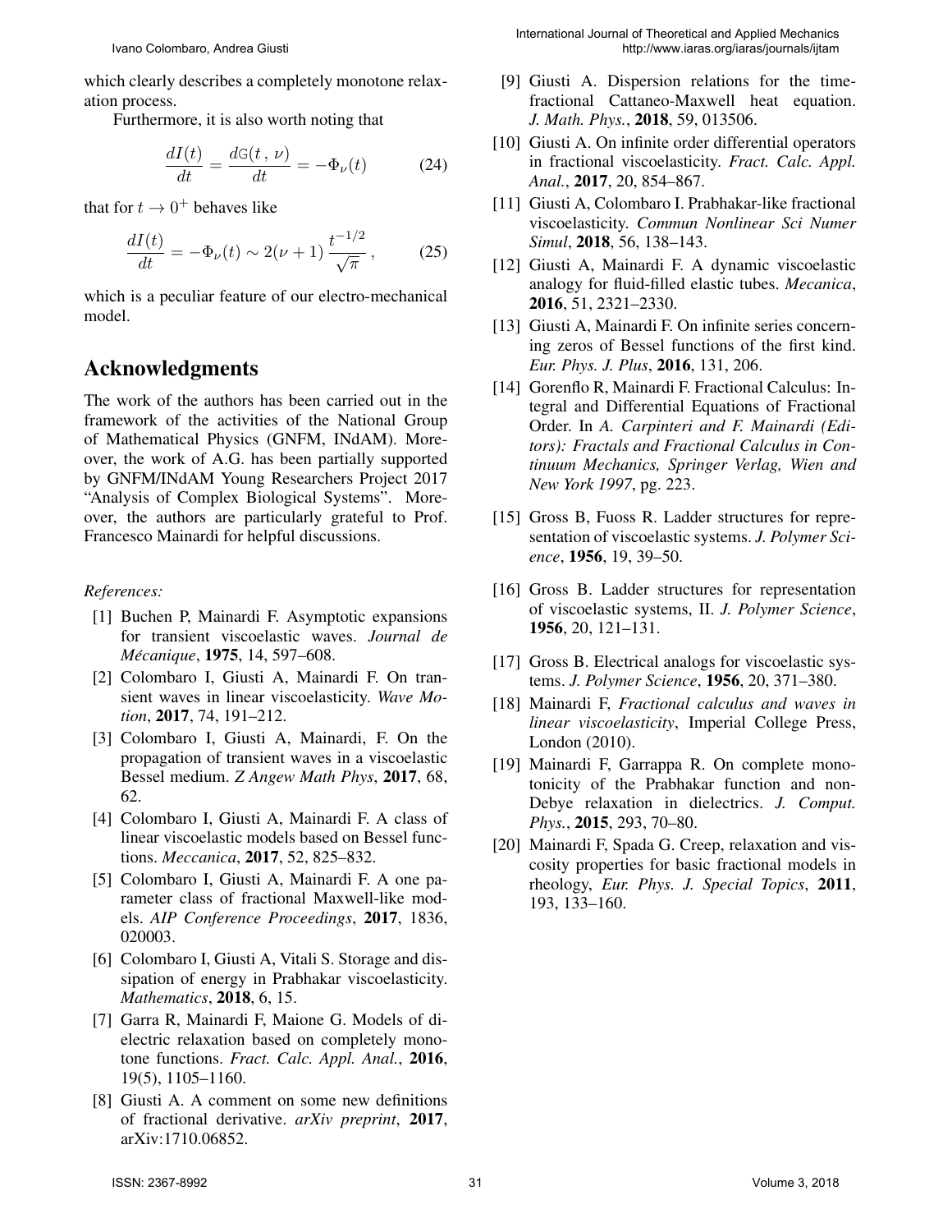which clearly describes a completely monotone relaxation process.

Furthermore, it is also worth noting that

$$\frac{dI(t)}{dt} = \frac{d\mathbb{G}(t\,,\,\nu)}{dt} = -\Phi_\nu(t) \tag{24}$$

that for $t \to 0^+$ behaves like

$$\frac{dI(t)}{dt} = -\Phi_\nu(t) \sim 2(\nu+1)\,\frac{t^{-1/2}}{\sqrt{\pi}}\,, \tag{25}$$

which is a peculiar feature of our electro-mechanical model.

## Acknowledgments

The work of the authors has been carried out in the framework of the activities of the National Group of Mathematical Physics (GNFM, INdAM). Moreover, the work of A.G. has been partially supported by GNFM/INdAM Young Researchers Project 2017 "Analysis of Complex Biological Systems". Moreover, the authors are particularly grateful to Prof. Francesco Mainardi for helpful discussions.

*References:*

[1] Buchen P, Mainardi F. Asymptotic expansions for transient viscoelastic waves. *Journal de Mécanique*, **1975**, 14, 597–608.

[2] Colombaro I, Giusti A, Mainardi F. On transient waves in linear viscoelasticity. *Wave Motion*, **2017**, 74, 191–212.

[3] Colombaro I, Giusti A, Mainardi, F. On the propagation of transient waves in a viscoelastic Bessel medium. *Z Angew Math Phys*, **2017**, 68, 62.

[4] Colombaro I, Giusti A, Mainardi F. A class of linear viscoelastic models based on Bessel functions. *Meccanica*, **2017**, 52, 825–832.

[5] Colombaro I, Giusti A, Mainardi F. A one parameter class of fractional Maxwell-like models. *AIP Conference Proceedings*, **2017**, 1836, 020003.

[6] Colombaro I, Giusti A, Vitali S. Storage and dissipation of energy in Prabhakar viscoelasticity. *Mathematics*, **2018**, 6, 15.

[7] Garra R, Mainardi F, Maione G. Models of dielectric relaxation based on completely monotone functions. *Fract. Calc. Appl. Anal.*, **2016**, 19(5), 1105–1160.

[8] Giusti A. A comment on some new definitions of fractional derivative. *arXiv preprint*, **2017**, arXiv:1710.06852.

[9] Giusti A. Dispersion relations for the time-fractional Cattaneo-Maxwell heat equation. *J. Math. Phys.*, **2018**, 59, 013506.

[10] Giusti A. On infinite order differential operators in fractional viscoelasticity. *Fract. Calc. Appl. Anal.*, **2017**, 20, 854–867.

[11] Giusti A, Colombaro I. Prabhakar-like fractional viscoelasticity. *Commun Nonlinear Sci Numer Simul*, **2018**, 56, 138–143.

[12] Giusti A, Mainardi F. A dynamic viscoelastic analogy for fluid-filled elastic tubes. *Mecanica*, **2016**, 51, 2321–2330.

[13] Giusti A, Mainardi F. On infinite series concerning zeros of Bessel functions of the first kind. *Eur. Phys. J. Plus*, **2016**, 131, 206.

[14] Gorenflo R, Mainardi F. Fractional Calculus: Integral and Differential Equations of Fractional Order. In *A. Carpinteri and F. Mainardi (Editors): Fractals and Fractional Calculus in Continuum Mechanics, Springer Verlag, Wien and New York 1997*, pg. 223.

[15] Gross B, Fuoss R. Ladder structures for representation of viscoelastic systems. *J. Polymer Science*, **1956**, 19, 39–50.

[16] Gross B. Ladder structures for representation of viscoelastic systems, II. *J. Polymer Science*, **1956**, 20, 121–131.

[17] Gross B. Electrical analogs for viscoelastic systems. *J. Polymer Science*, **1956**, 20, 371–380.

[18] Mainardi F, *Fractional calculus and waves in linear viscoelasticity*, Imperial College Press, London (2010).

[19] Mainardi F, Garrappa R. On complete monotonicity of the Prabhakar function and non-Debye relaxation in dielectrics. *J. Comput. Phys.*, **2015**, 293, 70–80.

[20] Mainardi F, Spada G. Creep, relaxation and viscosity properties for basic fractional models in rheology, *Eur. Phys. J. Special Topics*, **2011**, 193, 133–160.